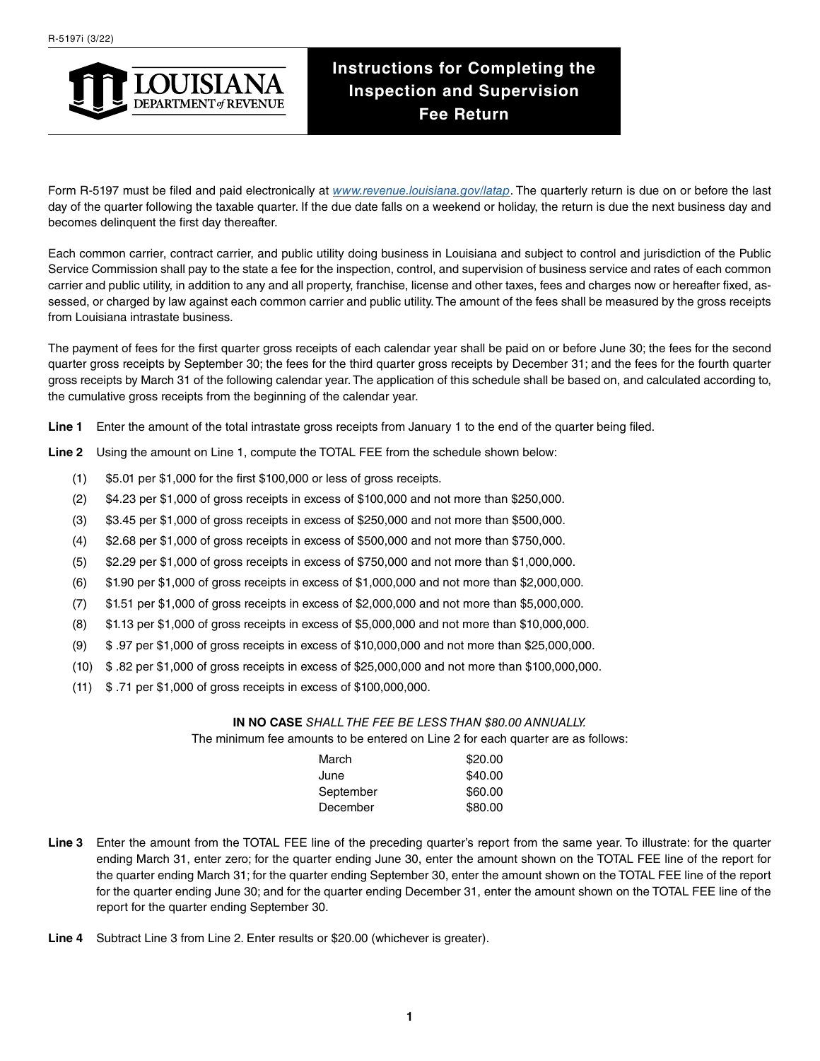R-5197i (3/22)

LOUISIANA DEPARTMENT of REVENUE

# Instructions for Completing the Inspection and Supervision Fee Return

Form R-5197 must be filed and paid electronically at *www.revenue.louisiana.gov/latap*. The quarterly return is due on or before the last day of the quarter following the taxable quarter. If the due date falls on a weekend or holiday, the return is due the next business day and becomes delinquent the first day thereafter.

Each common carrier, contract carrier, and public utility doing business in Louisiana and subject to control and jurisdiction of the Public Service Commission shall pay to the state a fee for the inspection, control, and supervision of business service and rates of each common carrier and public utility, in addition to any and all property, franchise, license and other taxes, fees and charges now or hereafter fixed, assessed, or charged by law against each common carrier and public utility. The amount of the fees shall be measured by the gross receipts from Louisiana intrastate business.

The payment of fees for the first quarter gross receipts of each calendar year shall be paid on or before June 30; the fees for the second quarter gross receipts by September 30; the fees for the third quarter gross receipts by December 31; and the fees for the fourth quarter gross receipts by March 31 of the following calendar year. The application of this schedule shall be based on, and calculated according to, the cumulative gross receipts from the beginning of the calendar year.

**Line 1** Enter the amount of the total intrastate gross receipts from January 1 to the end of the quarter being filed.

**Line 2** Using the amount on Line 1, compute the TOTAL FEE from the schedule shown below:

(1) $5.01 per $1,000 for the first $100,000 or less of gross receipts.
(2) $4.23 per $1,000 of gross receipts in excess of $100,000 and not more than $250,000.
(3) $3.45 per $1,000 of gross receipts in excess of $250,000 and not more than $500,000.
(4) $2.68 per $1,000 of gross receipts in excess of $500,000 and not more than $750,000.
(5) $2.29 per $1,000 of gross receipts in excess of $750,000 and not more than $1,000,000.
(6) $1.90 per $1,000 of gross receipts in excess of $1,000,000 and not more than $2,000,000.
(7) $1.51 per $1,000 of gross receipts in excess of $2,000,000 and not more than $5,000,000.
(8) $1.13 per $1,000 of gross receipts in excess of $5,000,000 and not more than $10,000,000.
(9) $ .97 per $1,000 of gross receipts in excess of $10,000,000 and not more than $25,000,000.
(10) $ .82 per $1,000 of gross receipts in excess of $25,000,000 and not more than $100,000,000.
(11) $ .71 per $1,000 of gross receipts in excess of $100,000,000.

**IN NO CASE** *SHALL THE FEE BE LESS THAN $80.00 ANNUALLY.*

The minimum fee amounts to be entered on Line 2 for each quarter are as follows:

| | |
|---|---|
| March | $20.00 |
| June | $40.00 |
| September | $60.00 |
| December | $80.00 |

**Line 3** Enter the amount from the TOTAL FEE line of the preceding quarter's report from the same year. To illustrate: for the quarter ending March 31, enter zero; for the quarter ending June 30, enter the amount shown on the TOTAL FEE line of the report for the quarter ending March 31; for the quarter ending September 30, enter the amount shown on the TOTAL FEE line of the report for the quarter ending June 30; and for the quarter ending December 31, enter the amount shown on the TOTAL FEE line of the report for the quarter ending September 30.

**Line 4** Subtract Line 3 from Line 2. Enter results or $20.00 (whichever is greater).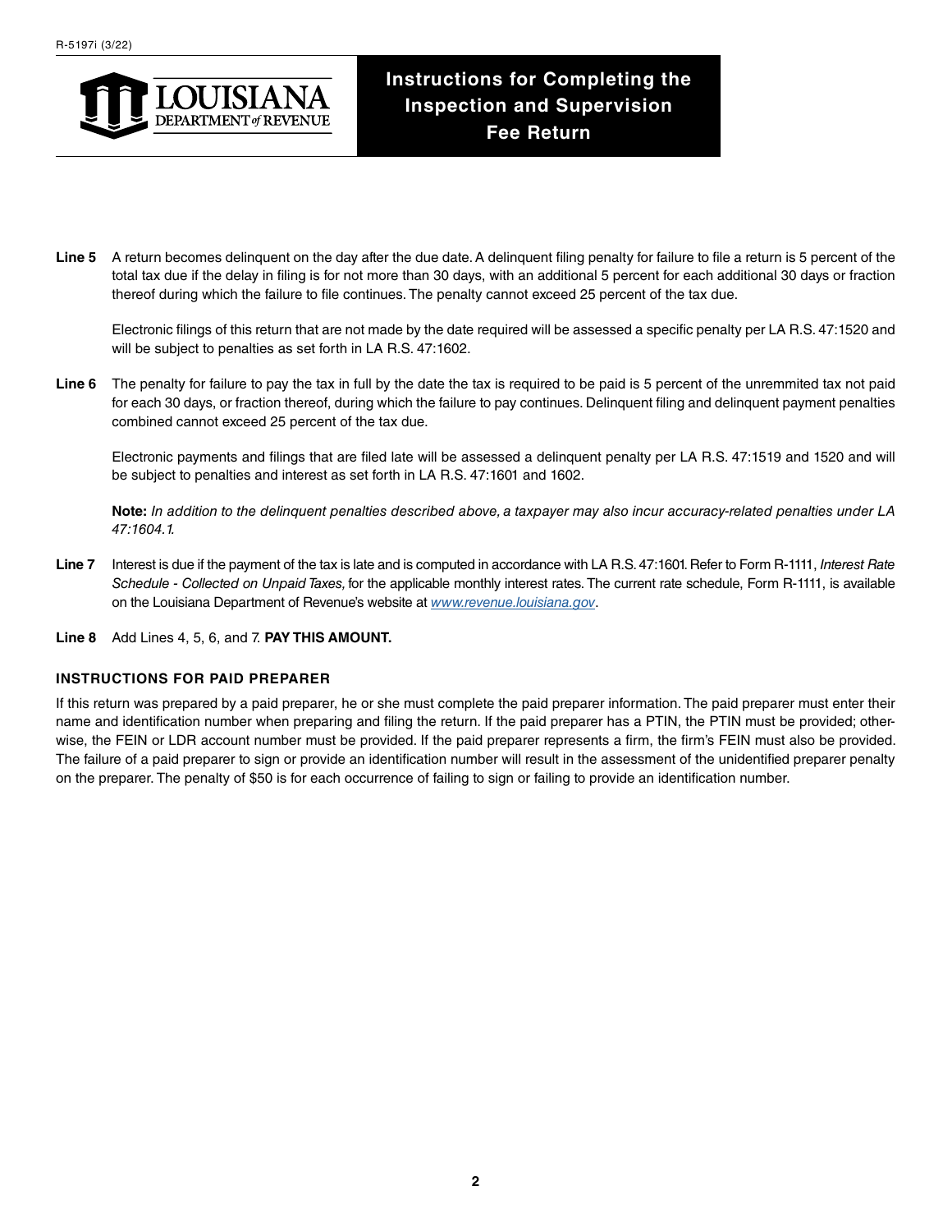# Instructions for Completing the Inspection and Supervision Fee Return

**Line 5** A return becomes delinquent on the day after the due date. A delinquent filing penalty for failure to file a return is 5 percent of the total tax due if the delay in filing is for not more than 30 days, with an additional 5 percent for each additional 30 days or fraction thereof during which the failure to file continues. The penalty cannot exceed 25 percent of the tax due.

Electronic filings of this return that are not made by the date required will be assessed a specific penalty per LA R.S. 47:1520 and will be subject to penalties as set forth in LA R.S. 47:1602.

**Line 6** The penalty for failure to pay the tax in full by the date the tax is required to be paid is 5 percent of the unremmited tax not paid for each 30 days, or fraction thereof, during which the failure to pay continues. Delinquent filing and delinquent payment penalties combined cannot exceed 25 percent of the tax due.

Electronic payments and filings that are filed late will be assessed a delinquent penalty per LA R.S. 47:1519 and 1520 and will be subject to penalties and interest as set forth in LA R.S. 47:1601 and 1602.

**Note:** *In addition to the delinquent penalties described above, a taxpayer may also incur accuracy-related penalties under LA 47:1604.1.*

**Line 7** Interest is due if the payment of the tax is late and is computed in accordance with LA R.S. 47:1601. Refer to Form R-1111, *Interest Rate Schedule - Collected on Unpaid Taxes,* for the applicable monthly interest rates. The current rate schedule, Form R-1111, is available on the Louisiana Department of Revenue's website at *www.revenue.louisiana.gov*.

**Line 8** Add Lines 4, 5, 6, and 7. **PAY THIS AMOUNT.**

### INSTRUCTIONS FOR PAID PREPARER

If this return was prepared by a paid preparer, he or she must complete the paid preparer information. The paid preparer must enter their name and identification number when preparing and filing the return. If the paid preparer has a PTIN, the PTIN must be provided; otherwise, the FEIN or LDR account number must be provided. If the paid preparer represents a firm, the firm's FEIN must also be provided. The failure of a paid preparer to sign or provide an identification number will result in the assessment of the unidentified preparer penalty on the preparer. The penalty of $50 is for each occurrence of failing to sign or failing to provide an identification number.